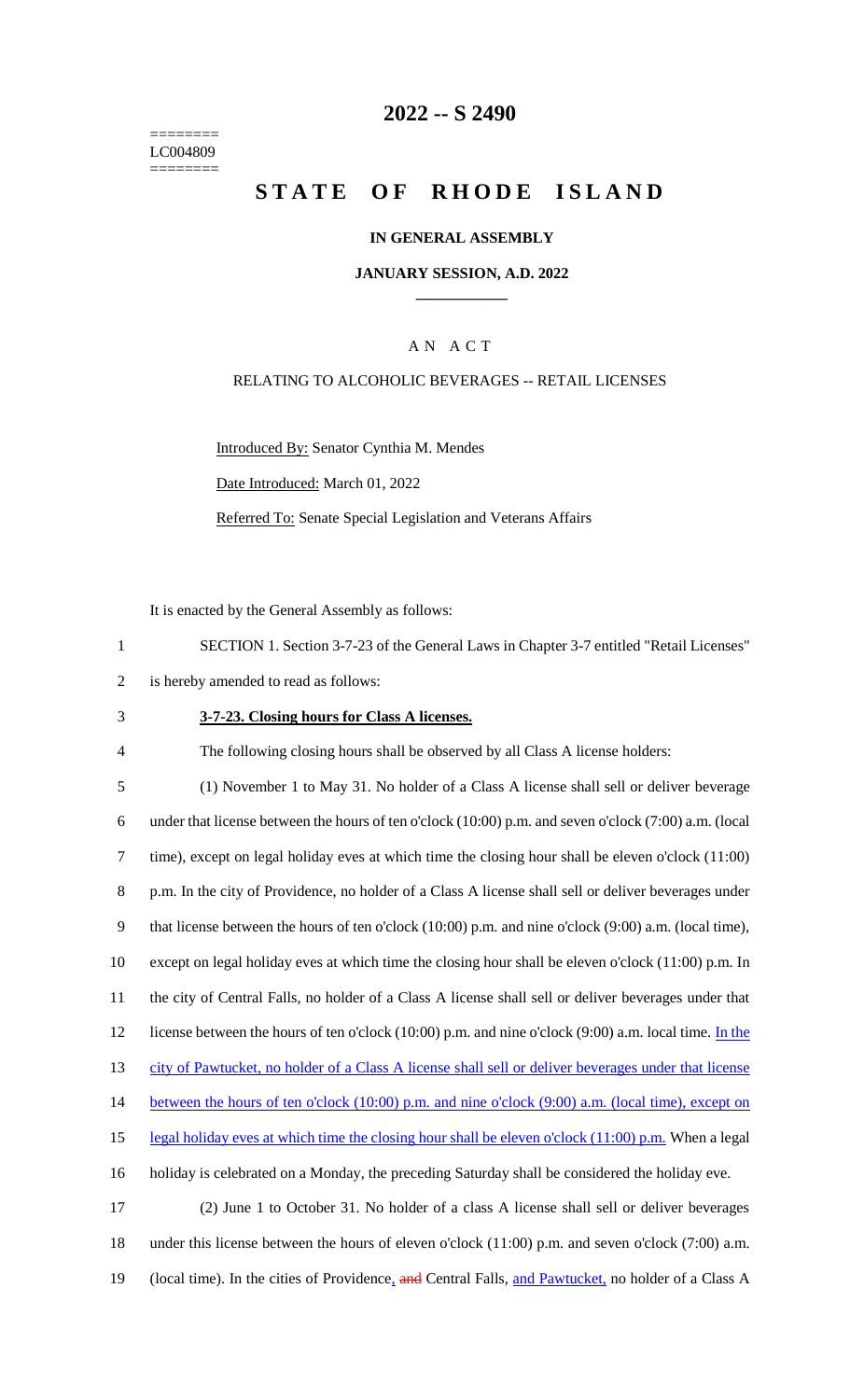========
LC004809
========

# 2022 -- S 2490

# STATE OF RHODE ISLAND

### IN GENERAL ASSEMBLY

### JANUARY SESSION, A.D. 2022

## A N A C T

RELATING TO ALCOHOLIC BEVERAGES -- RETAIL LICENSES

Introduced By: Senator Cynthia M. Mendes

Date Introduced: March 01, 2022

Referred To: Senate Special Legislation and Veterans Affairs

It is enacted by the General Assembly as follows:

1 SECTION 1. Section 3-7-23 of the General Laws in Chapter 3-7 entitled "Retail Licenses"
2 is hereby amended to read as follows:

3 **3-7-23. Closing hours for Class A licenses.**

4 The following closing hours shall be observed by all Class A license holders:

5 (1) November 1 to May 31. No holder of a Class A license shall sell or deliver beverage
6 under that license between the hours of ten o'clock (10:00) p.m. and seven o'clock (7:00) a.m. (local
7 time), except on legal holiday eves at which time the closing hour shall be eleven o'clock (11:00)
8 p.m. In the city of Providence, no holder of a Class A license shall sell or deliver beverages under
9 that license between the hours of ten o'clock (10:00) p.m. and nine o'clock (9:00) a.m. (local time),
10 except on legal holiday eves at which time the closing hour shall be eleven o'clock (11:00) p.m. In
11 the city of Central Falls, no holder of a Class A license shall sell or deliver beverages under that
12 license between the hours of ten o'clock (10:00) p.m. and nine o'clock (9:00) a.m. local time. In the
13 city of Pawtucket, no holder of a Class A license shall sell or deliver beverages under that license
14 between the hours of ten o'clock (10:00) p.m. and nine o'clock (9:00) a.m. (local time), except on
15 legal holiday eves at which time the closing hour shall be eleven o'clock (11:00) p.m. When a legal
16 holiday is celebrated on a Monday, the preceding Saturday shall be considered the holiday eve.

17 (2) June 1 to October 31. No holder of a class A license shall sell or deliver beverages
18 under this license between the hours of eleven o'clock (11:00) p.m. and seven o'clock (7:00) a.m.
19 (local time). In the cities of Providence, ~~and~~ Central Falls, and Pawtucket, no holder of a Class A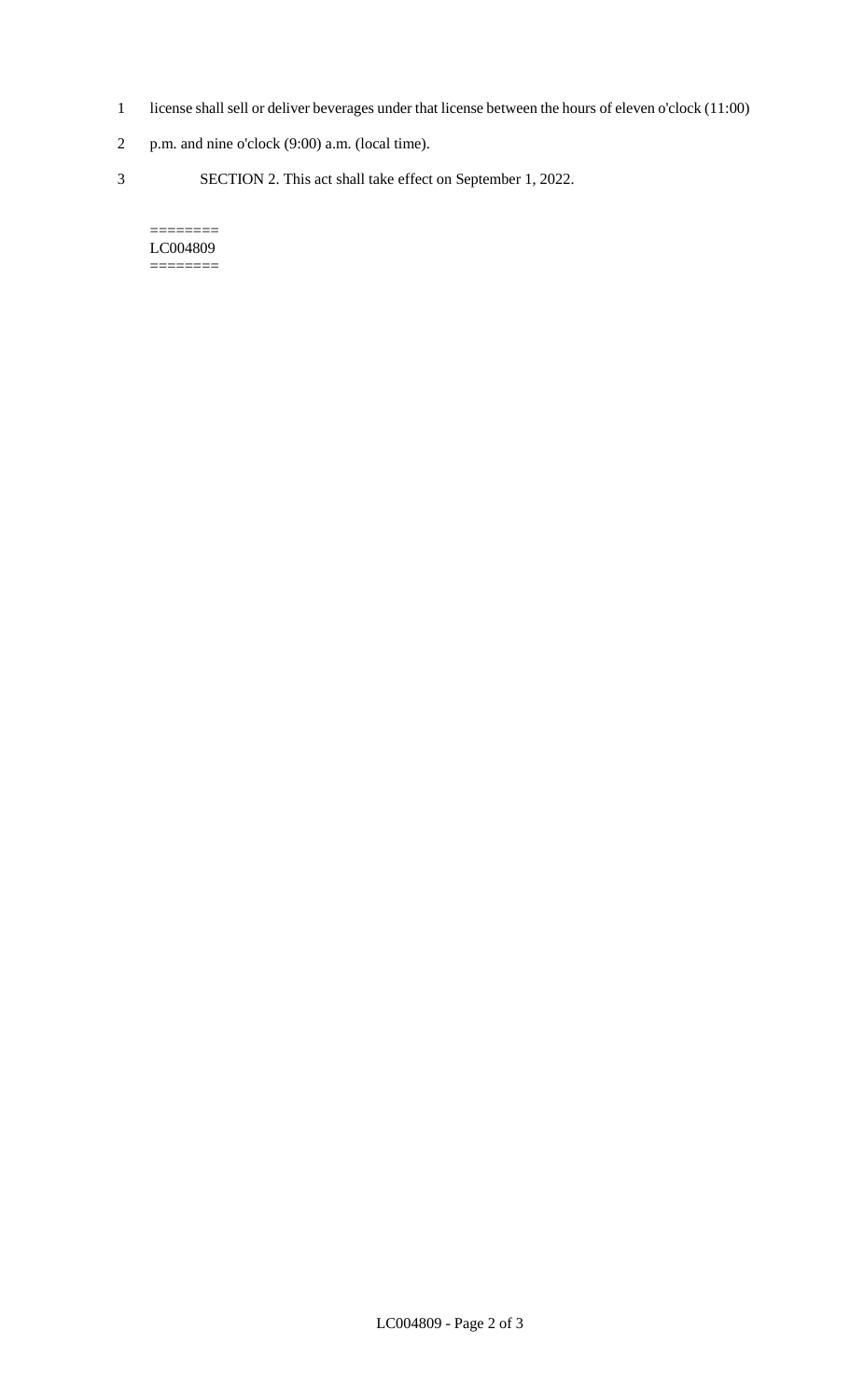license shall sell or deliver beverages under that license between the hours of eleven o'clock (11:00) p.m. and nine o'clock (9:00) a.m. (local time).

SECTION 2. This act shall take effect on September 1, 2022.

========
LC004809
========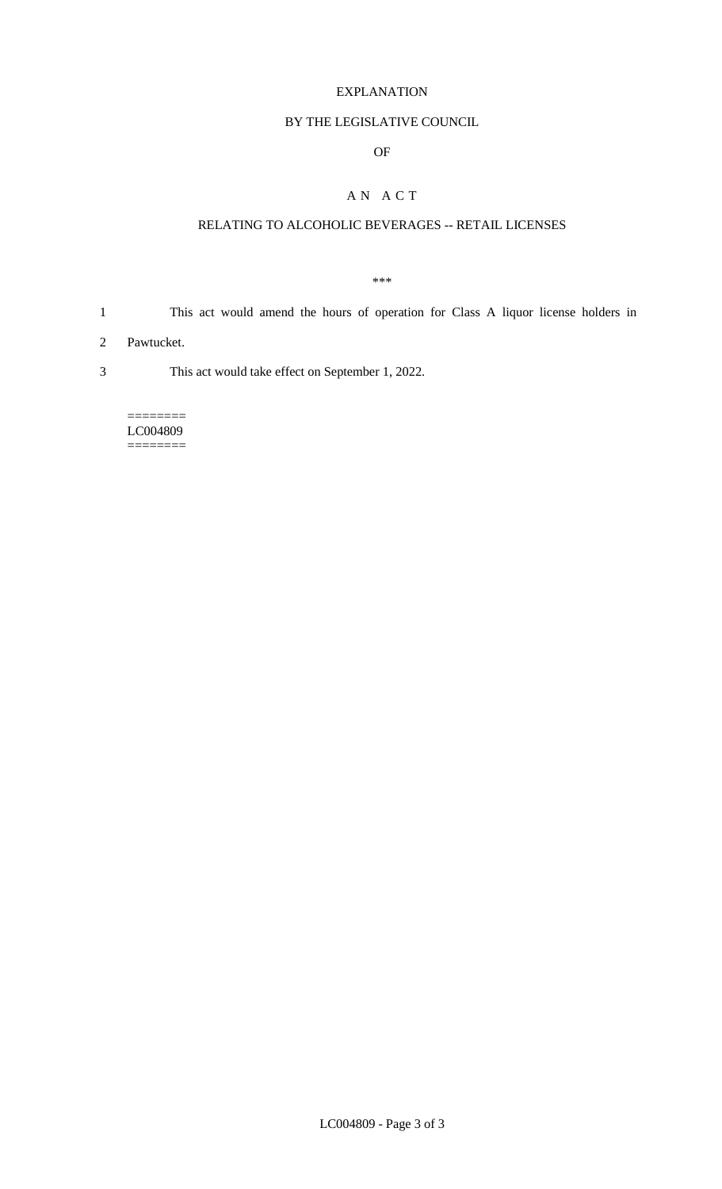EXPLANATION

BY THE LEGISLATIVE COUNCIL

OF

A N A C T

RELATING TO ALCOHOLIC BEVERAGES -- RETAIL LICENSES

\*\*\*

1 This act would amend the hours of operation for Class A liquor license holders in

2 Pawtucket.

3 This act would take effect on September 1, 2022.

========
LC004809
========